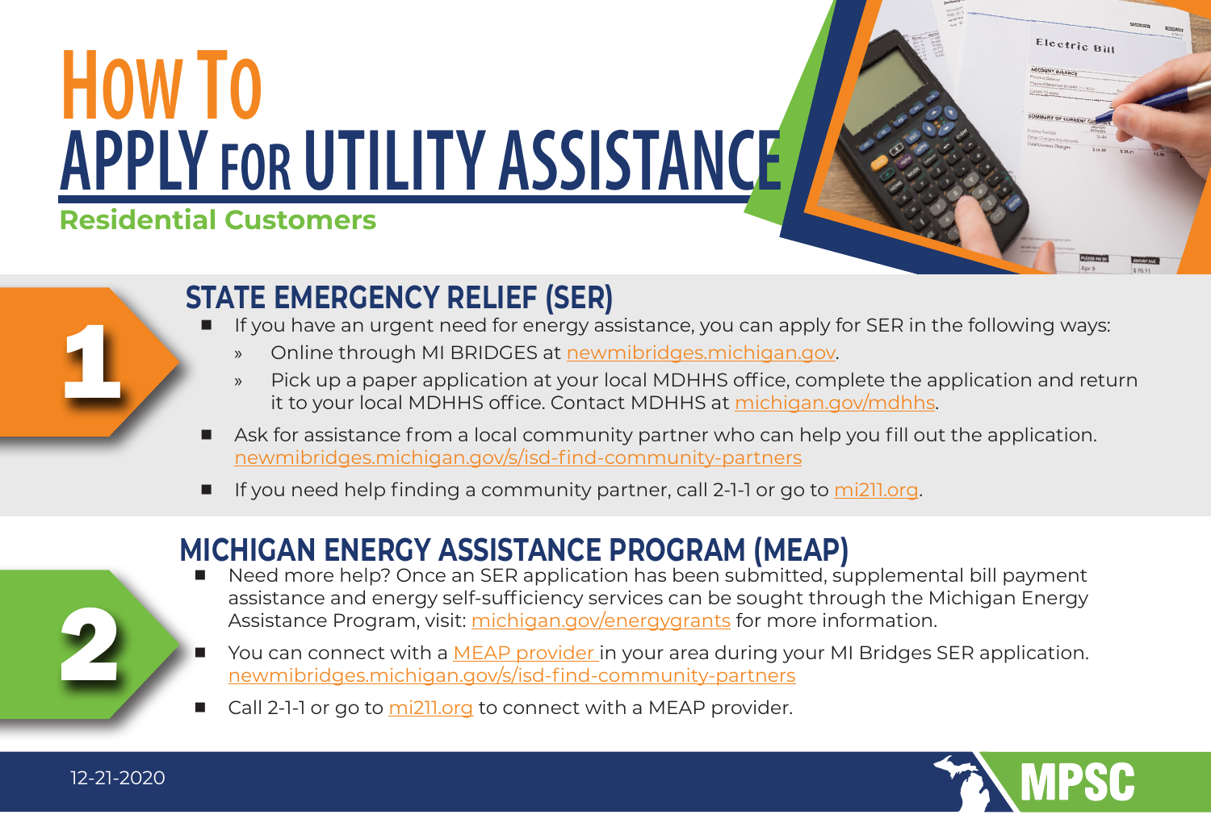# How To Apply for Utility Assistance

**Residential Customers**

## 1 STATE EMERGENCY RELIEF (SER)

- If you have an urgent need for energy assistance, you can apply for SER in the following ways:
  - » Online through MI BRIDGES at newmibridges.michigan.gov.
  - » Pick up a paper application at your local MDHHS office, complete the application and return it to your local MDHHS office. Contact MDHHS at michigan.gov/mdhhs.
- Ask for assistance from a local community partner who can help you fill out the application. newmibridges.michigan.gov/s/isd-find-community-partners
- If you need help finding a community partner, call 2-1-1 or go to mi211.org.

## 2 MICHIGAN ENERGY ASSISTANCE PROGRAM (MEAP)

- Need more help? Once an SER application has been submitted, supplemental bill payment assistance and energy self-sufficiency services can be sought through the Michigan Energy Assistance Program, visit: michigan.gov/energygrants for more information.
- You can connect with a MEAP provider in your area during your MI Bridges SER application. newmibridges.michigan.gov/s/isd-find-community-partners
- Call 2-1-1 or go to mi211.org to connect with a MEAP provider.

12-21-2020

MPSC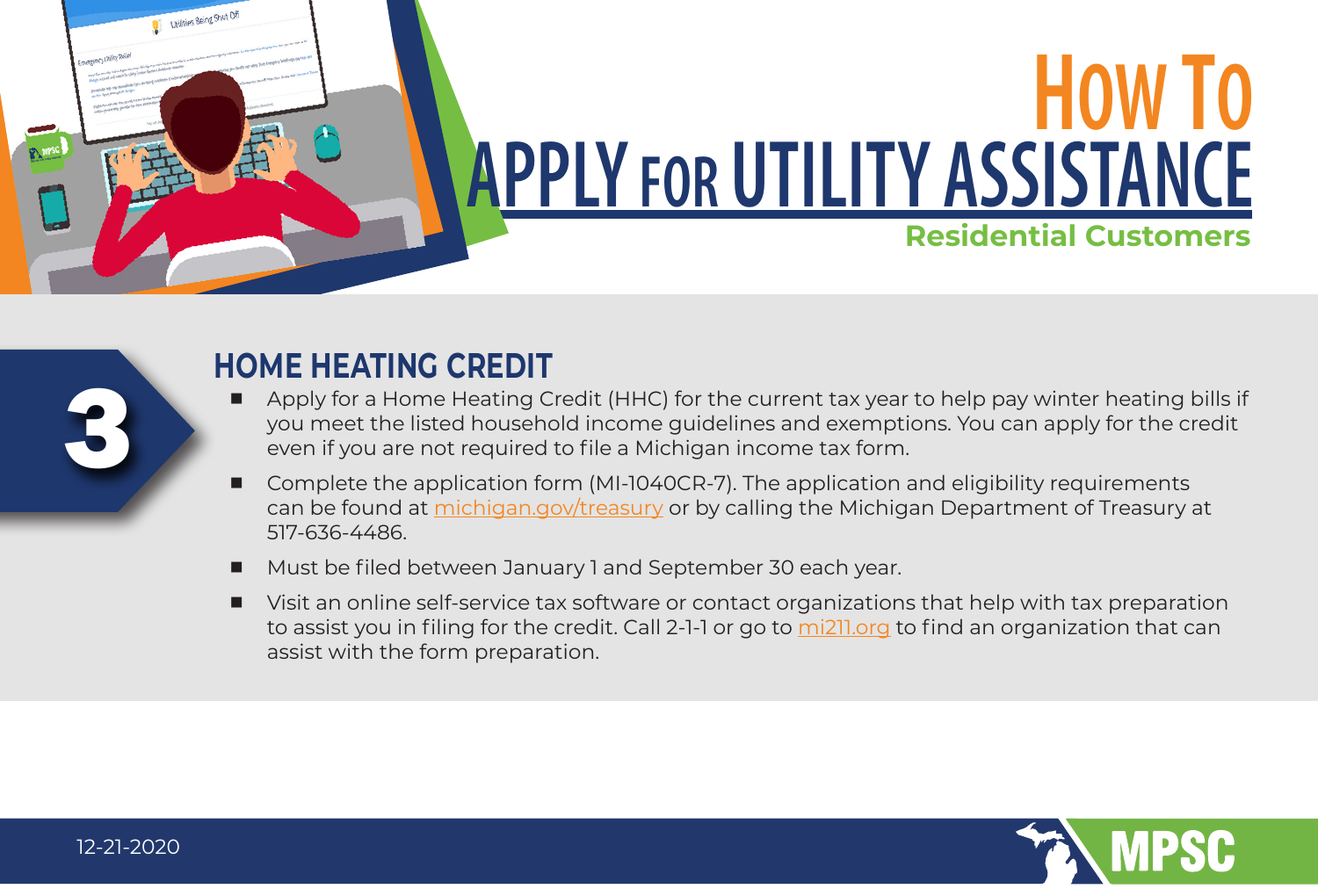# How To APPLY FOR UTILITY ASSISTANCE

**Residential Customers**

## 3 HOME HEATING CREDIT

- Apply for a Home Heating Credit (HHC) for the current tax year to help pay winter heating bills if you meet the listed household income guidelines and exemptions. You can apply for the credit even if you are not required to file a Michigan income tax form.
- Complete the application form (MI-1040CR-7). The application and eligibility requirements can be found at michigan.gov/treasury or by calling the Michigan Department of Treasury at 517-636-4486.
- Must be filed between January 1 and September 30 each year.
- Visit an online self-service tax software or contact organizations that help with tax preparation to assist you in filing for the credit. Call 2-1-1 or go to mi211.org to find an organization that can assist with the form preparation.

12-21-2020

MPSC